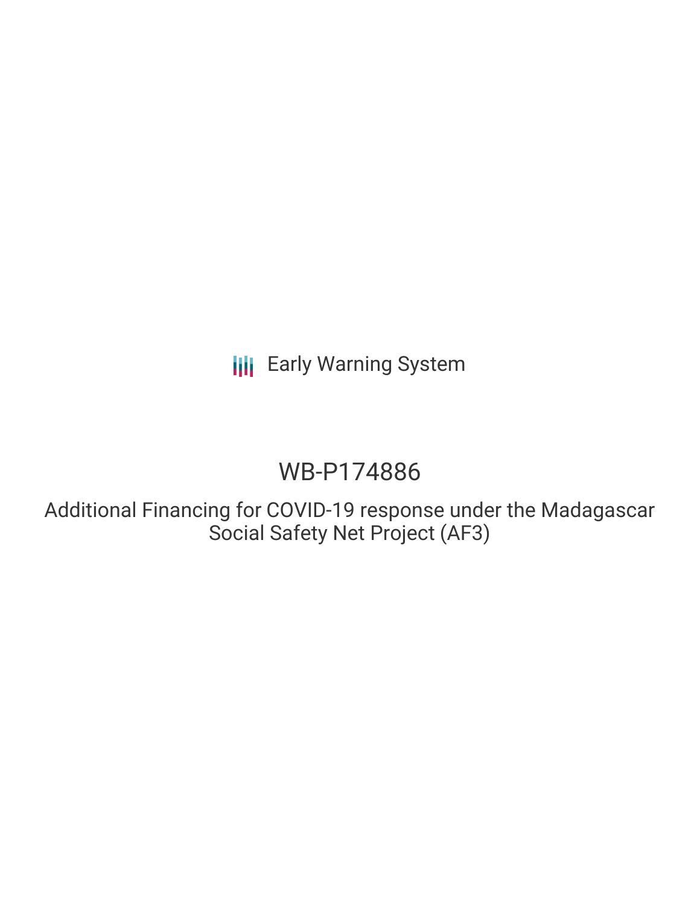Early Warning System

# WB-P174886

## Additional Financing for COVID-19 response under the Madagascar Social Safety Net Project (AF3)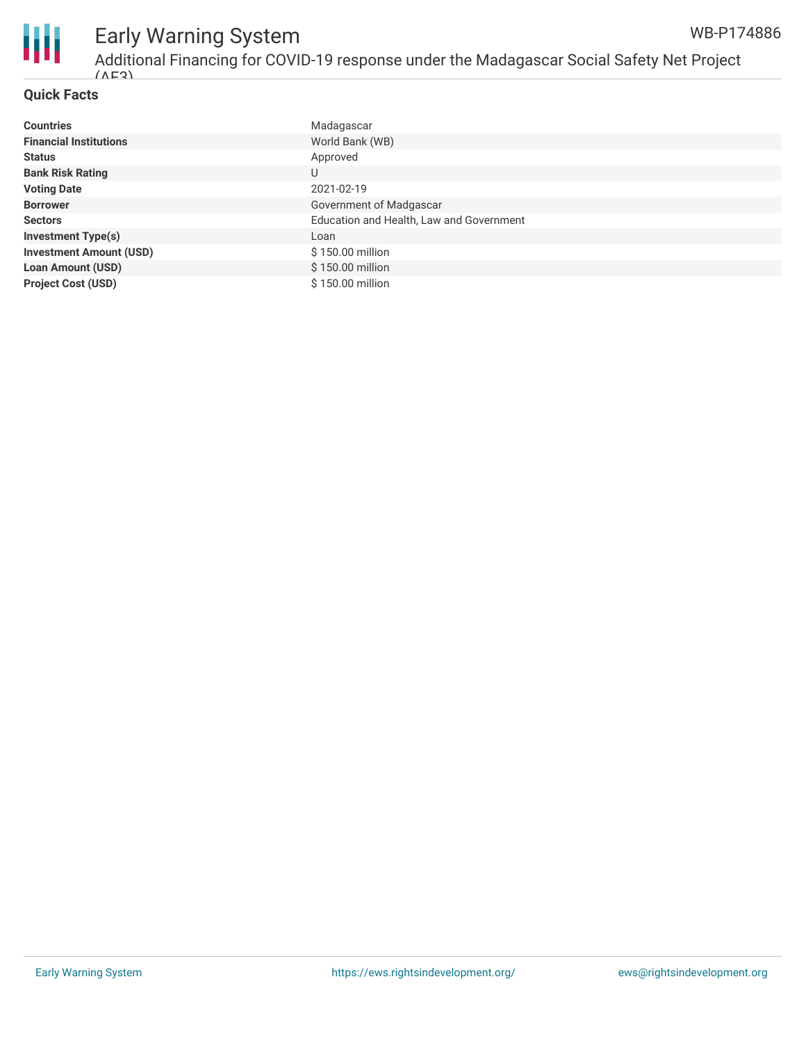## Quick Facts

| | |
|---|---|
| **Countries** | Madagascar |
| **Financial Institutions** | World Bank (WB) |
| **Status** | Approved |
| **Bank Risk Rating** | U |
| **Voting Date** | 2021-02-19 |
| **Borrower** | Government of Madgascar |
| **Sectors** | Education and Health, Law and Government |
| **Investment Type(s)** | Loan |
| **Investment Amount (USD)** | $ 150.00 million |
| **Loan Amount (USD)** | $ 150.00 million |
| **Project Cost (USD)** | $ 150.00 million |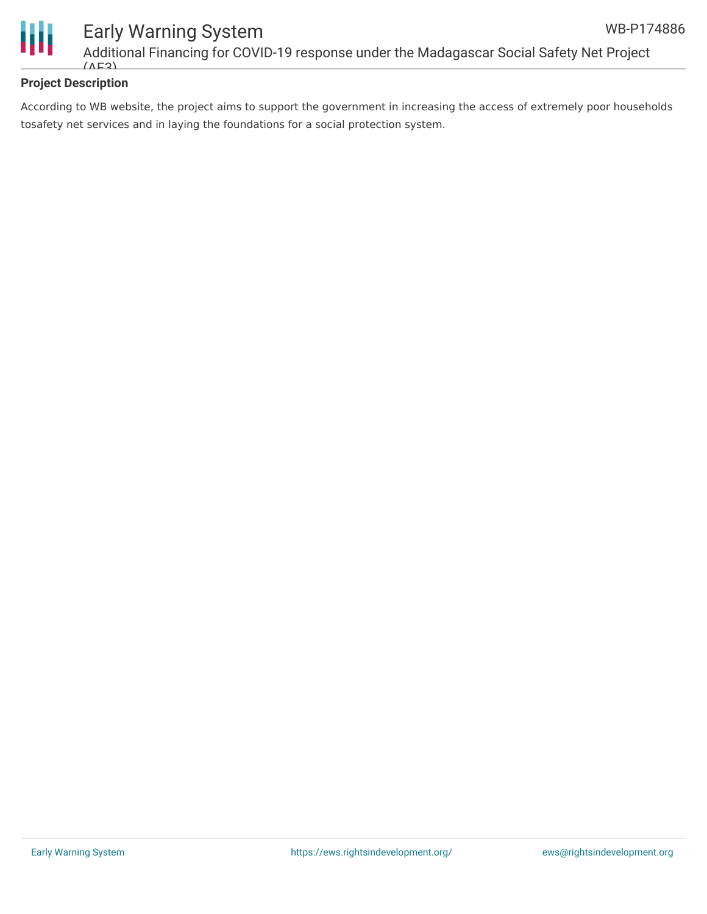## Project Description

According to WB website, the project aims to support the government in increasing the access of extremely poor households tosafety net services and in laying the foundations for a social protection system.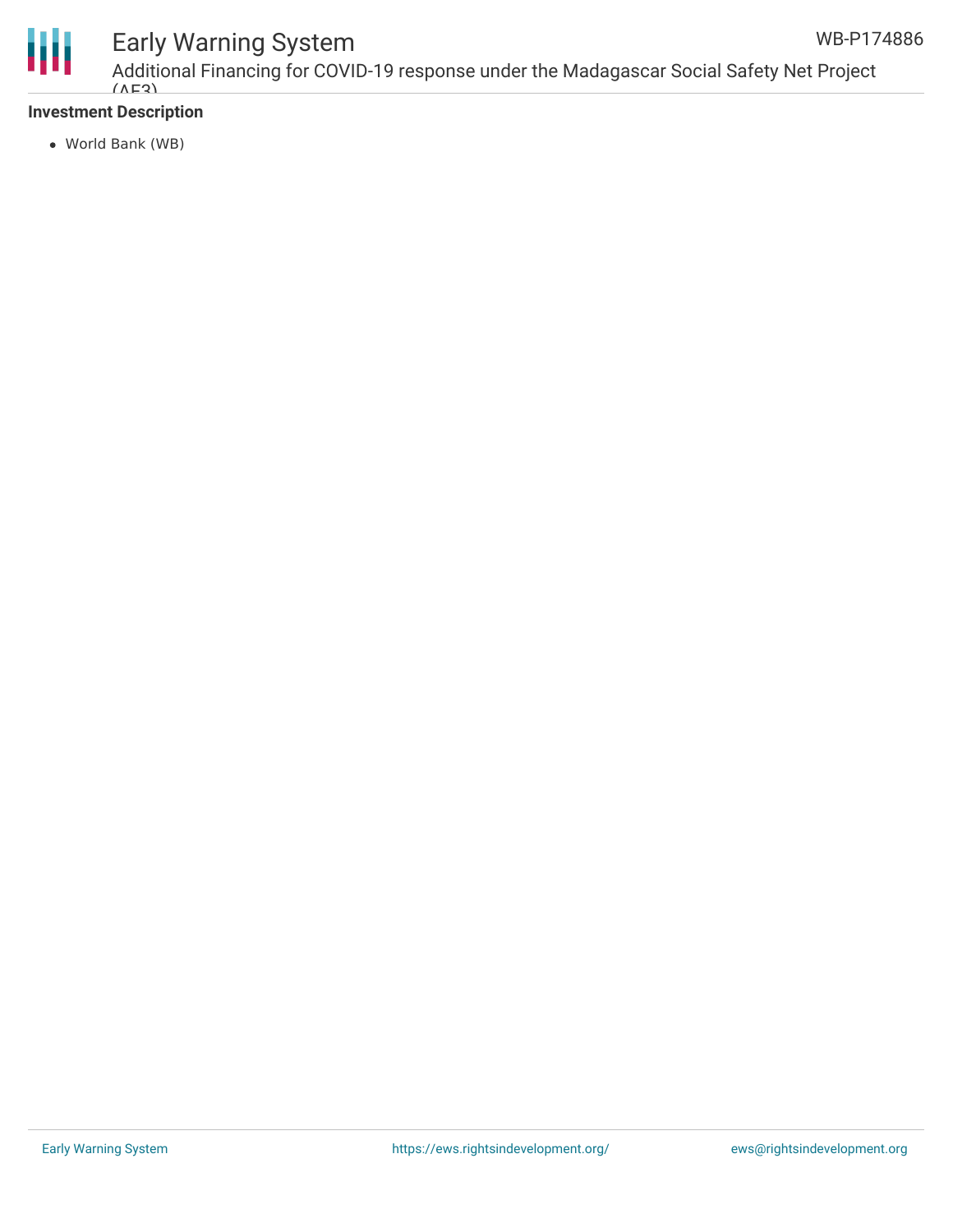**Investment Description**

- World Bank (WB)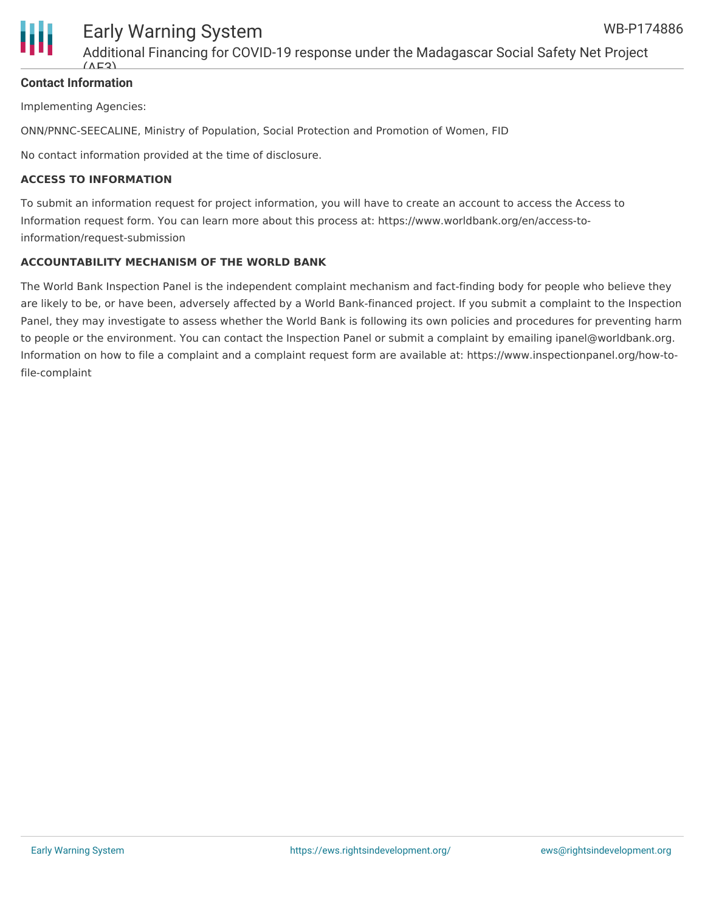**Contact Information**

Implementing Agencies:

ONN/PNNC-SEECALINE, Ministry of Population, Social Protection and Promotion of Women, FID

No contact information provided at the time of disclosure.

**ACCESS TO INFORMATION**

To submit an information request for project information, you will have to create an account to access the Access to Information request form. You can learn more about this process at: https://www.worldbank.org/en/access-to-information/request-submission

**ACCOUNTABILITY MECHANISM OF THE WORLD BANK**

The World Bank Inspection Panel is the independent complaint mechanism and fact-finding body for people who believe they are likely to be, or have been, adversely affected by a World Bank-financed project. If you submit a complaint to the Inspection Panel, they may investigate to assess whether the World Bank is following its own policies and procedures for preventing harm to people or the environment. You can contact the Inspection Panel or submit a complaint by emailing ipanel@worldbank.org. Information on how to file a complaint and a complaint request form are available at: https://www.inspectionpanel.org/how-to-file-complaint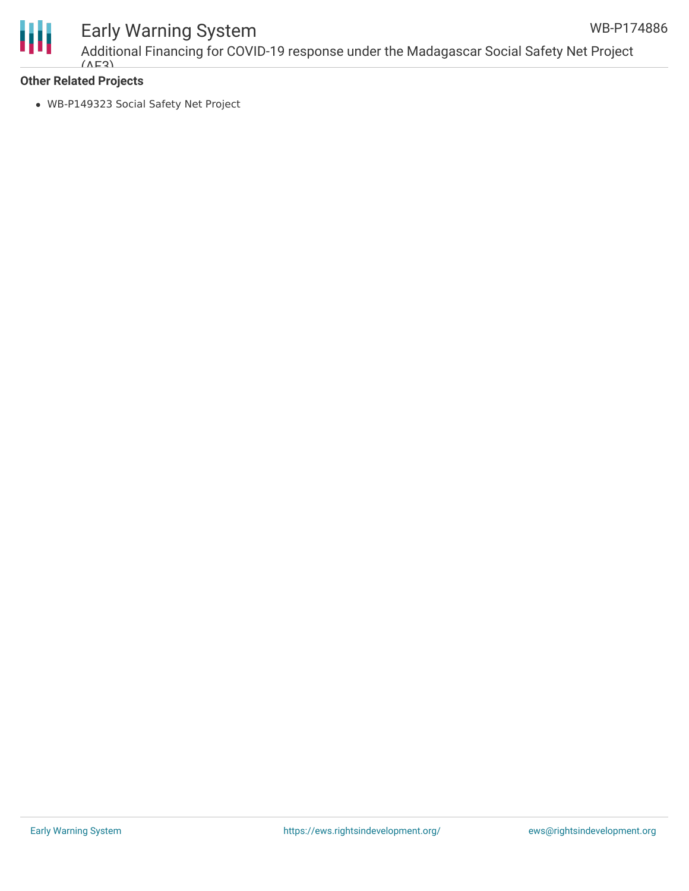**Other Related Projects**

- WB-P149323 Social Safety Net Project